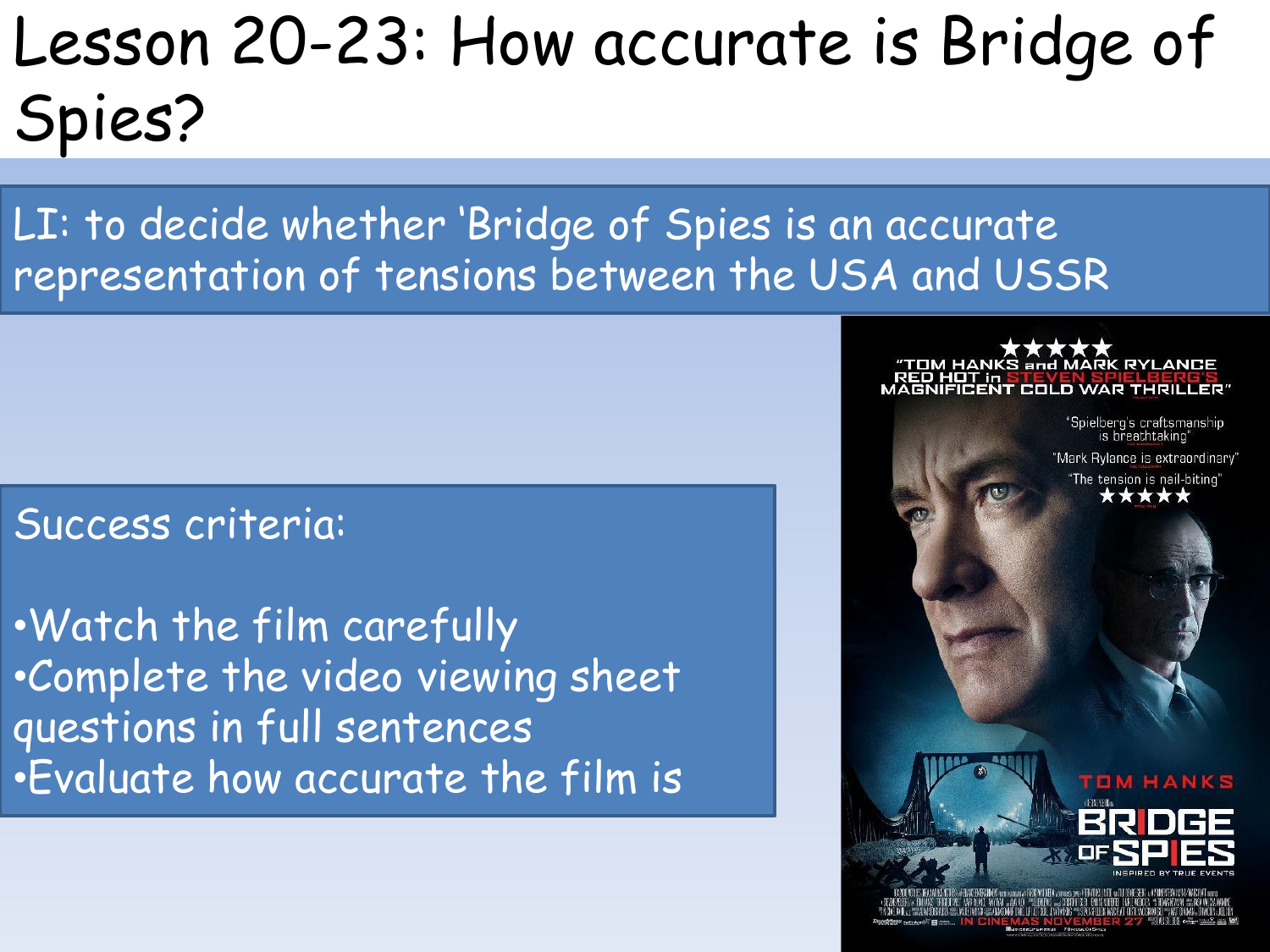# Lesson 20-23: How accurate is Bridge of Spies?

LI: to decide whether 'Bridge of Spies is an accurate representation of tensions between the USA and USSR

Success criteria:

- Watch the film carefully
- Complete the video viewing sheet questions in full sentences
- Evaluate how accurate the film is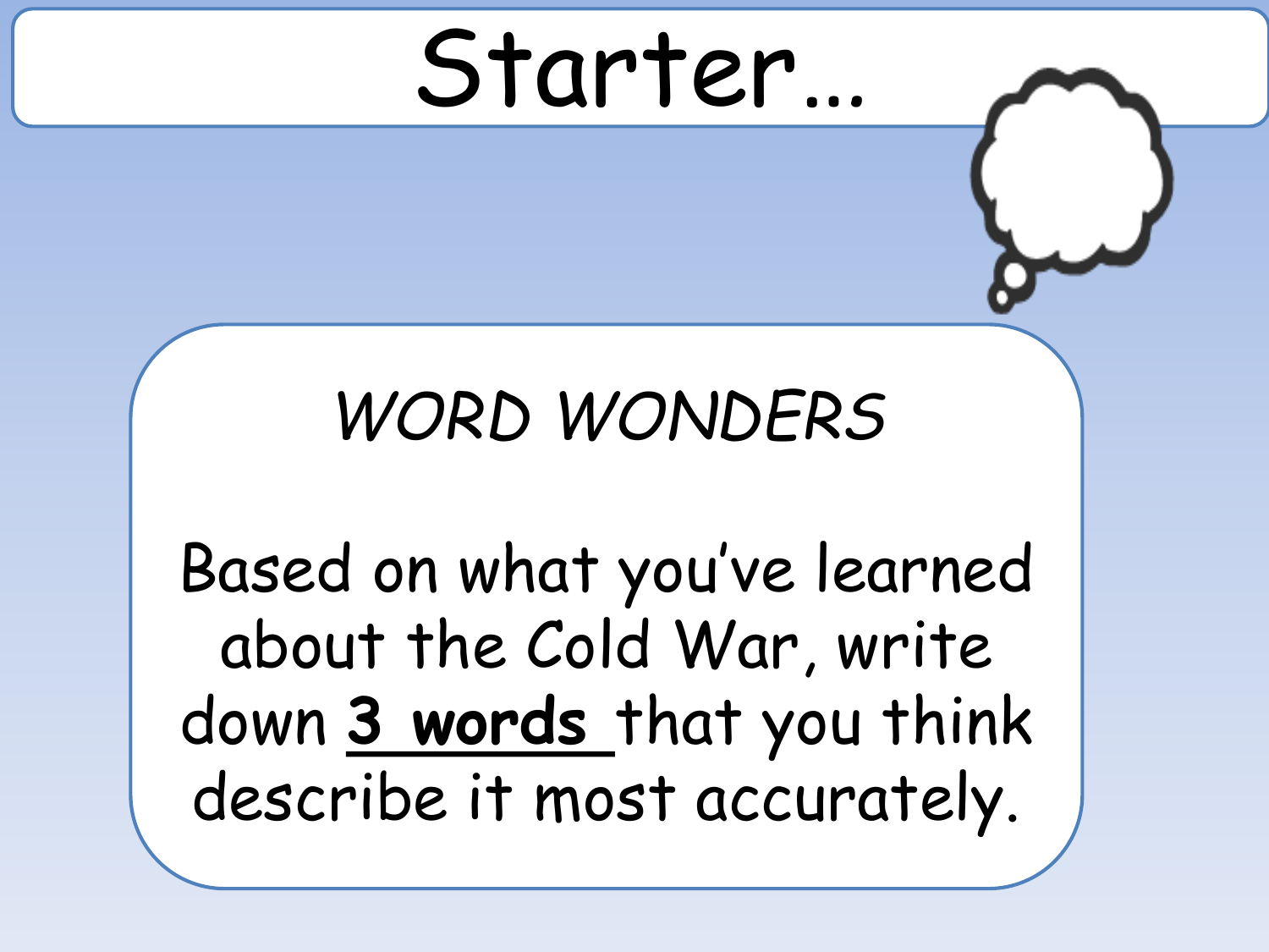# Starter…

*WORD WONDERS*

Based on what you've learned about the Cold War, write down **3 words** that you think describe it most accurately.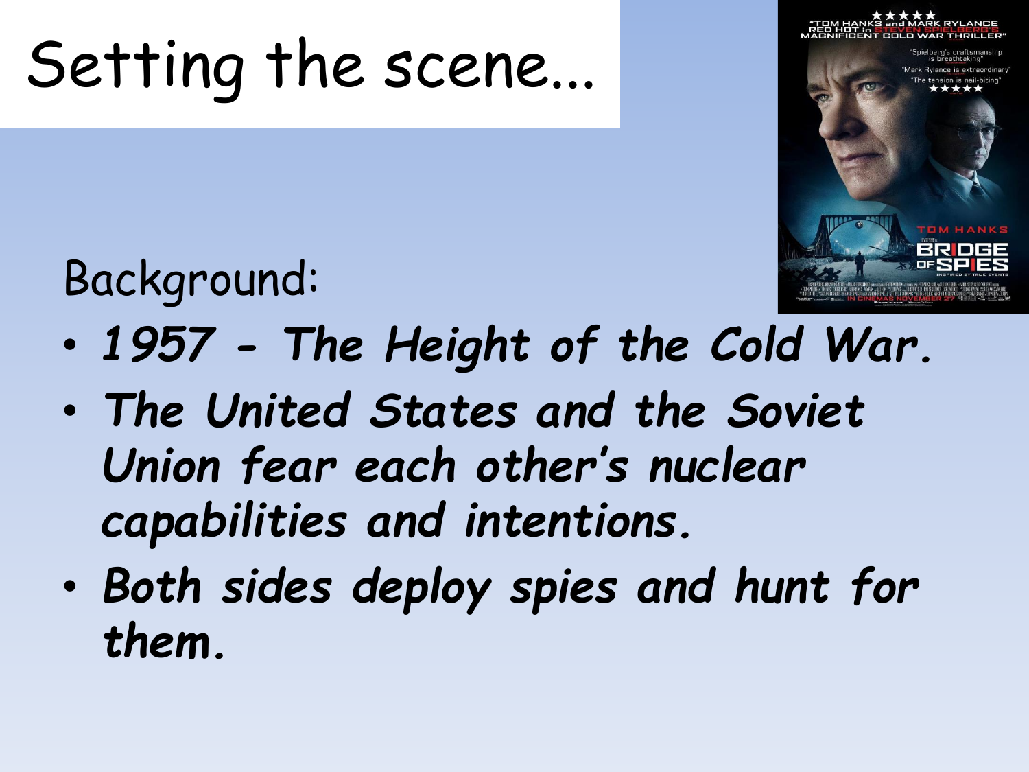# Setting the scene...

Background:

- ***1957 - The Height of the Cold War.***
- ***The United States and the Soviet Union fear each other's nuclear capabilities and intentions.***
- ***Both sides deploy spies and hunt for them.***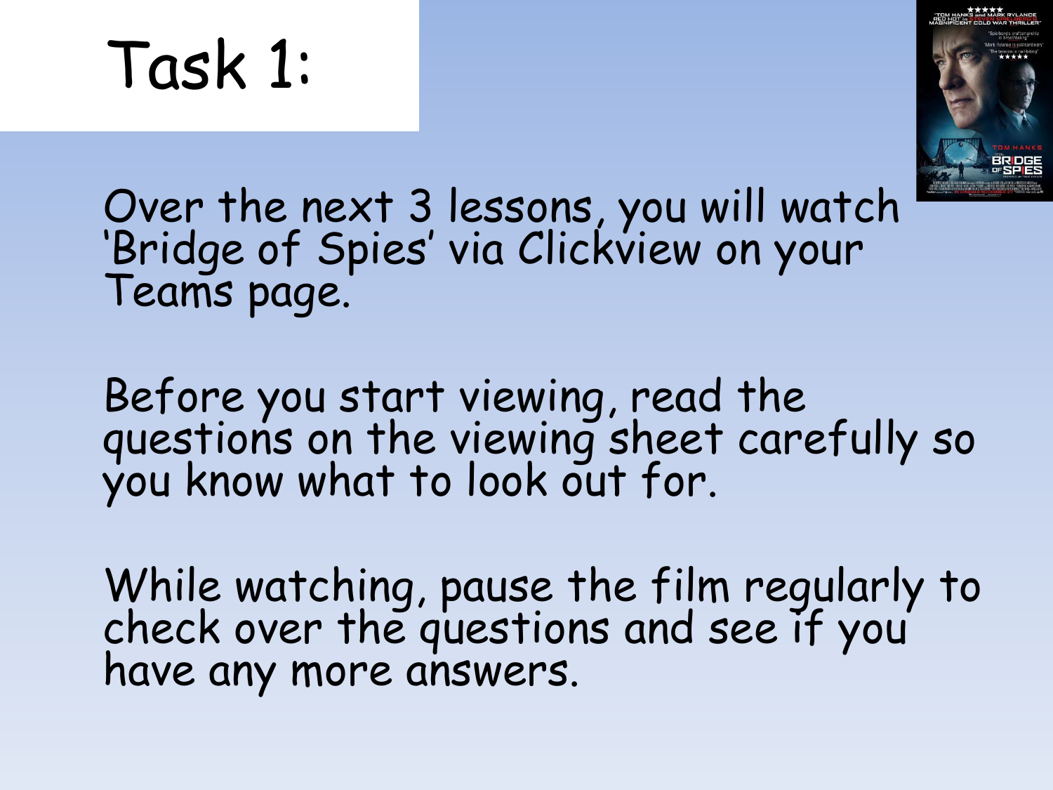# Task 1:

Over the next 3 lessons, you will watch 'Bridge of Spies' via Clickview on your Teams page.

Before you start viewing, read the questions on the viewing sheet carefully so you know what to look out for.

While watching, pause the film regularly to check over the questions and see if you have any more answers.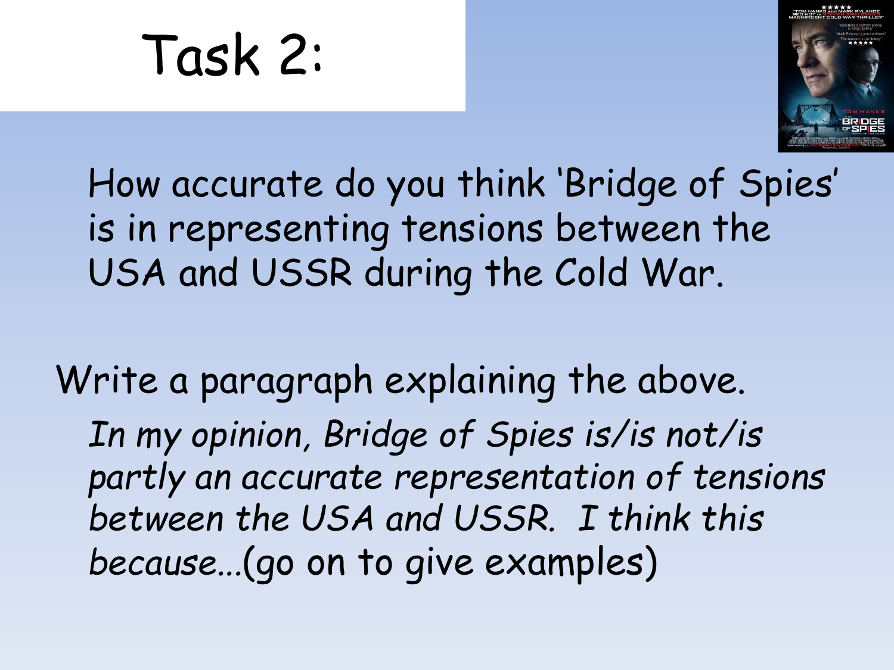# Task 2:

How accurate do you think 'Bridge of Spies' is in representing tensions between the USA and USSR during the Cold War.

Write a paragraph explaining the above.

*In my opinion, Bridge of Spies is/is not/is partly an accurate representation of tensions between the USA and USSR. I think this because…(go on to give examples)*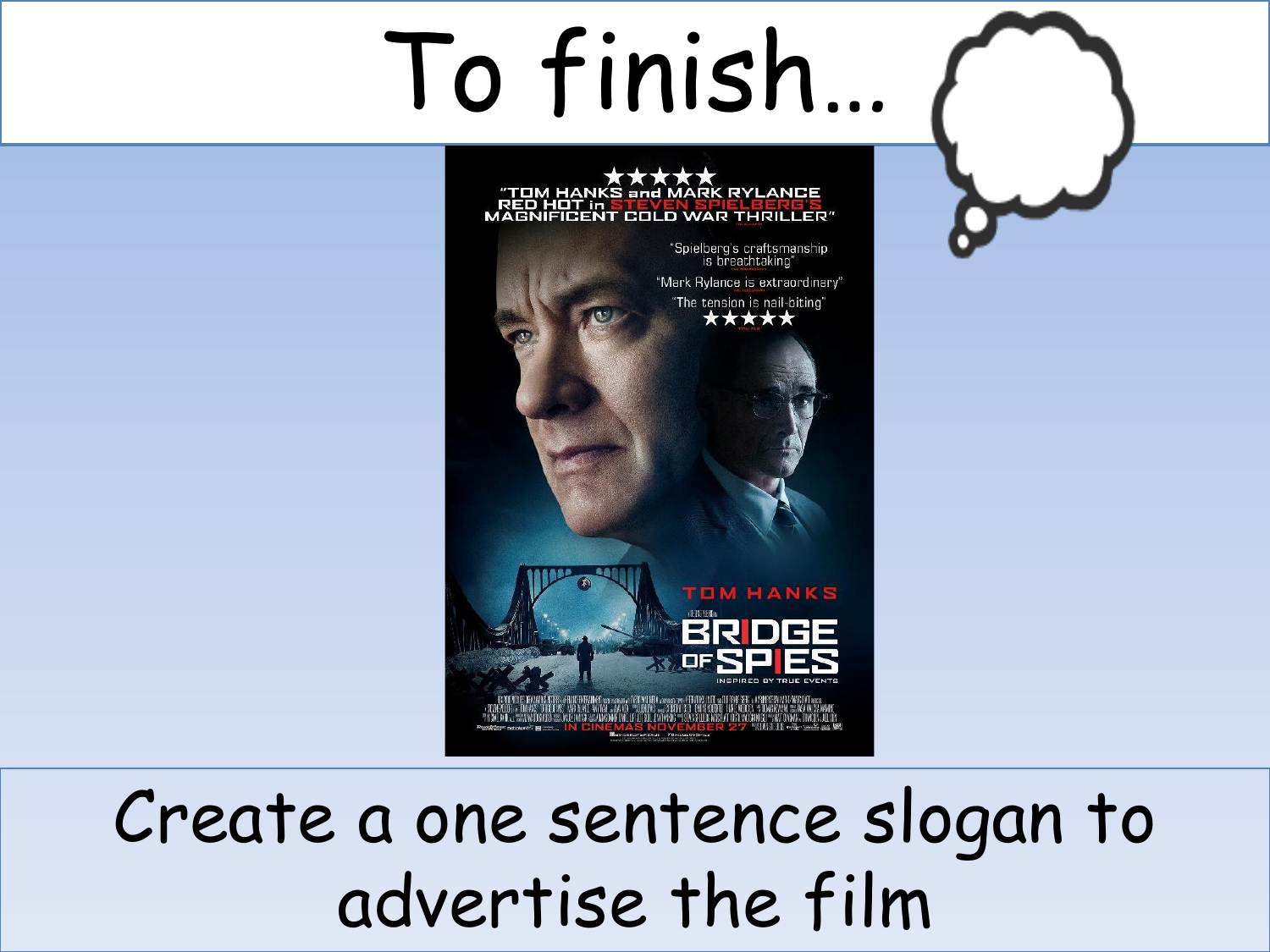# To finish…

Create a one sentence slogan to advertise the film